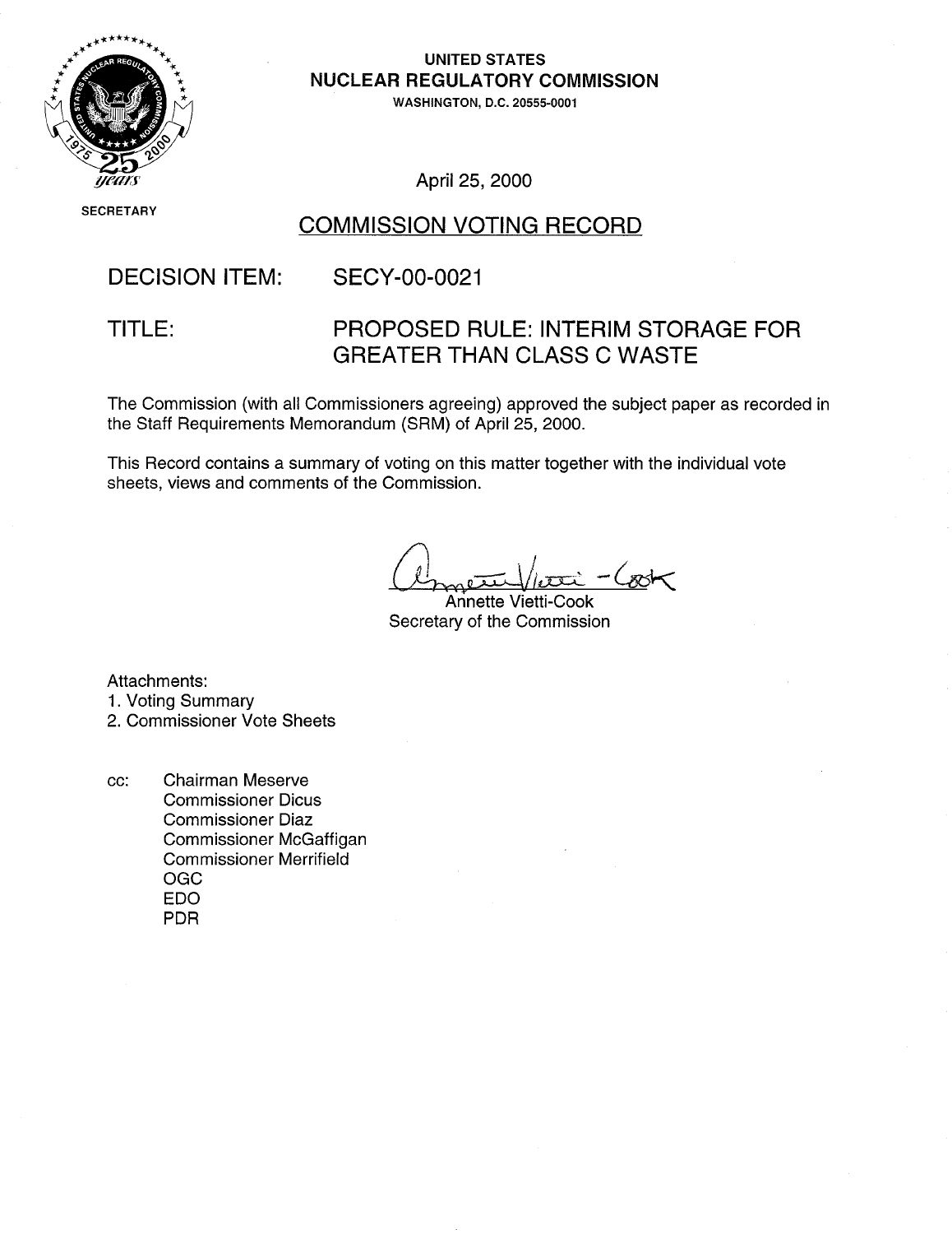UNITED STATES
**NUCLEAR REGULATORY COMMISSION**
WASHINGTON, D.C. 20555-0001

SECRETARY

April 25, 2000

# COMMISSION VOTING RECORD

**DECISION ITEM:** SECY-00-0021

**TITLE:** PROPOSED RULE: INTERIM STORAGE FOR GREATER THAN CLASS C WASTE

The Commission (with all Commissioners agreeing) approved the subject paper as recorded in the Staff Requirements Memorandum (SRM) of April 25, 2000.

This Record contains a summary of voting on this matter together with the individual vote sheets, views and comments of the Commission.

Annette Vietti-Cook
Secretary of the Commission

Attachments:
1. Voting Summary
2. Commissioner Vote Sheets

cc: Chairman Meserve
Commissioner Dicus
Commissioner Diaz
Commissioner McGaffigan
Commissioner Merrifield
OGC
EDO
PDR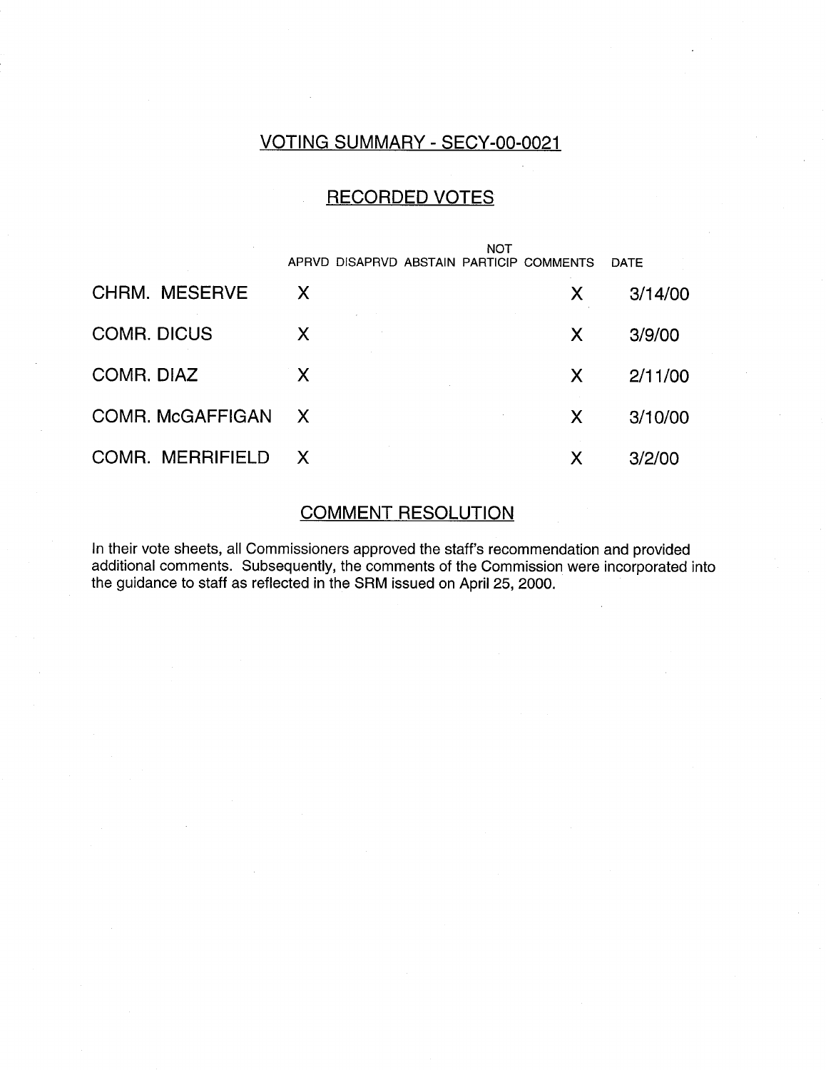## VOTING SUMMARY - SECY-00-0021

## RECORDED VOTES

| | APRVD | DISAPRVD | ABSTAIN | NOT PARTICIP | COMMENTS | DATE |
|---|---|---|---|---|---|---|
| CHRM. MESERVE | X | | | | X | 3/14/00 |
| COMR. DICUS | X | | | | X | 3/9/00 |
| COMR. DIAZ | X | | | | X | 2/11/00 |
| COMR. McGAFFIGAN | X | | | | X | 3/10/00 |
| COMR. MERRIFIELD | X | | | | X | 3/2/00 |

## COMMENT RESOLUTION

In their vote sheets, all Commissioners approved the staff's recommendation and provided additional comments. Subsequently, the comments of the Commission were incorporated into the guidance to staff as reflected in the SRM issued on April 25, 2000.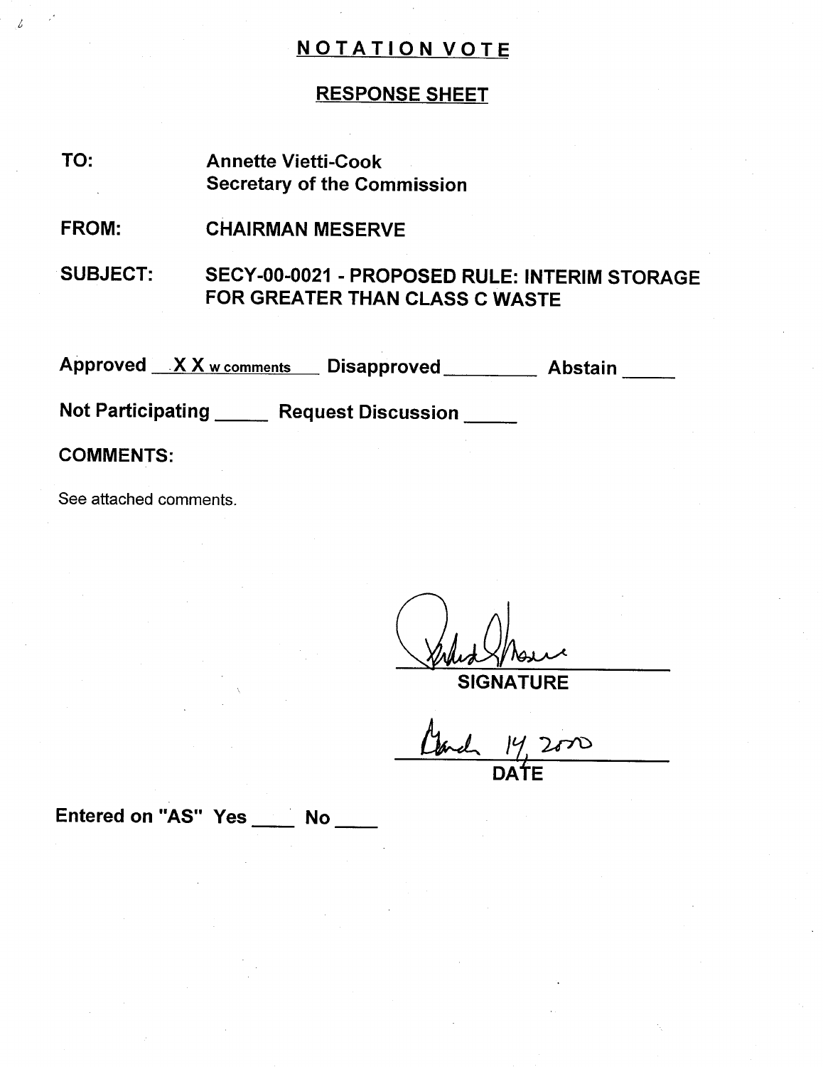# NOTATION VOTE

## RESPONSE SHEET

**TO:** Annette Vietti-Cook
Secretary of the Commission

**FROM:** CHAIRMAN MESERVE

**SUBJECT:** SECY-00-0021 - PROPOSED RULE: INTERIM STORAGE FOR GREATER THAN CLASS C WASTE

**Approved** X X w comments **Disapproved** \_\_\_\_\_\_\_\_ **Abstain** \_\_\_\_\_

**Not Participating** \_\_\_\_\_ **Request Discussion** \_\_\_\_\_

**COMMENTS:**

See attached comments.

[signature]
**SIGNATURE**

March 14, 2000
**DATE**

**Entered on "AS" Yes** \_\_\_\_ **No** \_\_\_\_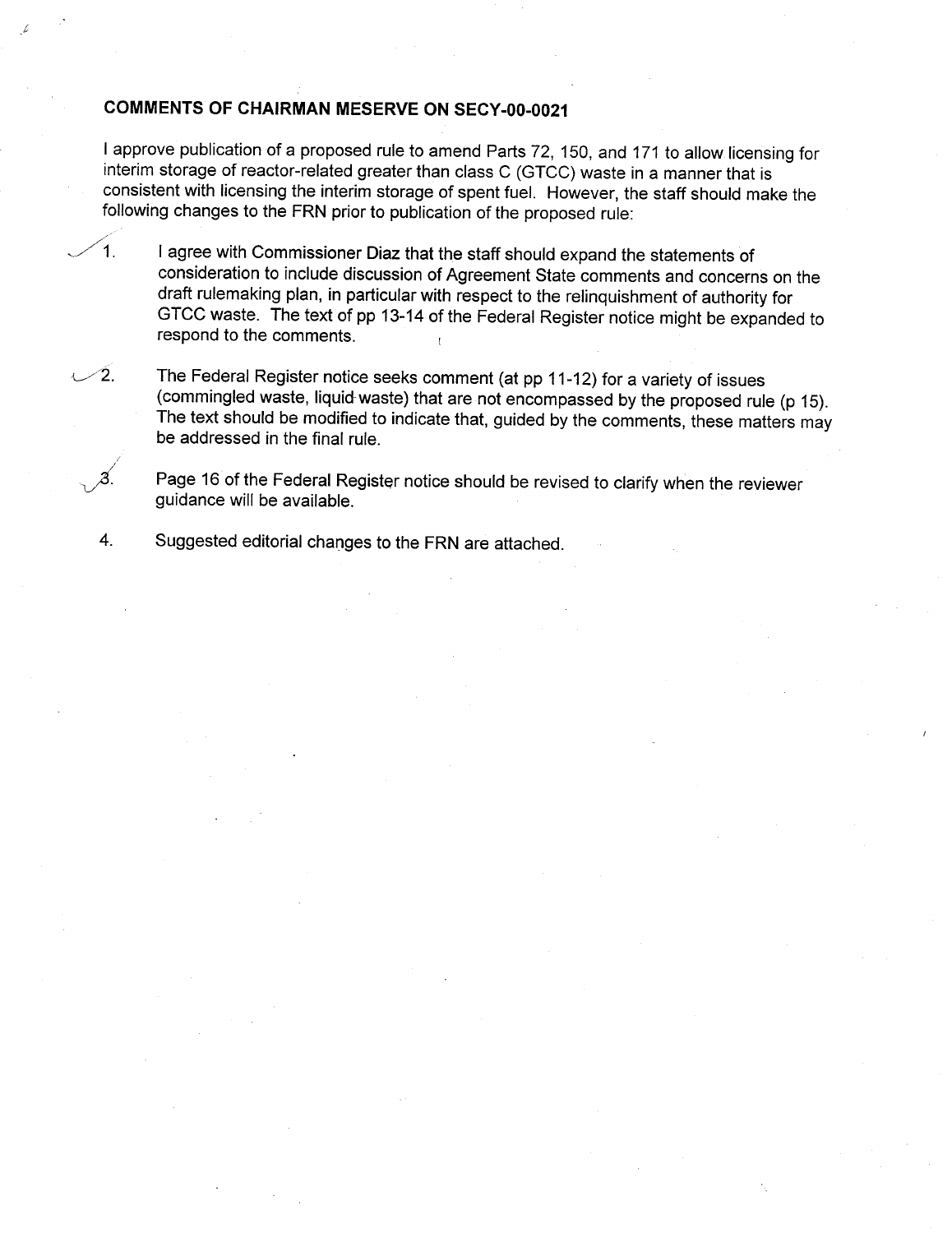**COMMENTS OF CHAIRMAN MESERVE ON SECY-00-0021**

I approve publication of a proposed rule to amend Parts 72, 150, and 171 to allow licensing for interim storage of reactor-related greater than class C (GTCC) waste in a manner that is consistent with licensing the interim storage of spent fuel. However, the staff should make the following changes to the FRN prior to publication of the proposed rule:

1. I agree with Commissioner Diaz that the staff should expand the statements of consideration to include discussion of Agreement State comments and concerns on the draft rulemaking plan, in particular with respect to the relinquishment of authority for GTCC waste. The text of pp 13-14 of the Federal Register notice might be expanded to respond to the comments.

2. The Federal Register notice seeks comment (at pp 11-12) for a variety of issues (commingled waste, liquid waste) that are not encompassed by the proposed rule (p 15). The text should be modified to indicate that, guided by the comments, these matters may be addressed in the final rule.

3. Page 16 of the Federal Register notice should be revised to clarify when the reviewer guidance will be available.

4. Suggested editorial changes to the FRN are attached.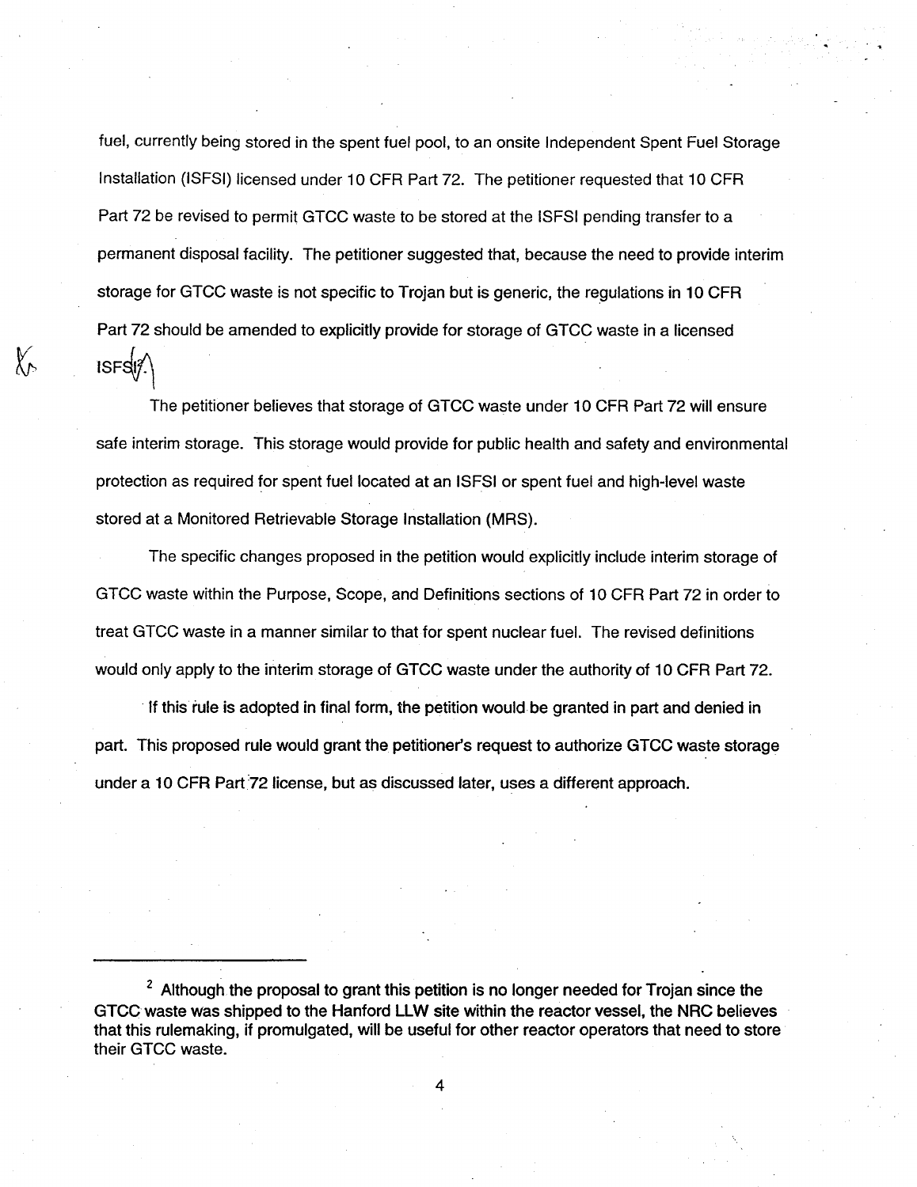fuel, currently being stored in the spent fuel pool, to an onsite Independent Spent Fuel Storage Installation (ISFSI) licensed under 10 CFR Part 72. The petitioner requested that 10 CFR Part 72 be revised to permit GTCC waste to be stored at the ISFSI pending transfer to a permanent disposal facility. The petitioner suggested that, because the need to provide interim storage for GTCC waste is not specific to Trojan but is generic, the regulations in 10 CFR Part 72 should be amended to explicitly provide for storage of GTCC waste in a licensed ISFSI.[2]

The petitioner believes that storage of GTCC waste under 10 CFR Part 72 will ensure safe interim storage. This storage would provide for public health and safety and environmental protection as required for spent fuel located at an ISFSI or spent fuel and high-level waste stored at a Monitored Retrievable Storage Installation (MRS).

The specific changes proposed in the petition would explicitly include interim storage of GTCC waste within the Purpose, Scope, and Definitions sections of 10 CFR Part 72 in order to treat GTCC waste in a manner similar to that for spent nuclear fuel. The revised definitions would only apply to the interim storage of GTCC waste under the authority of 10 CFR Part 72.

If this rule is adopted in final form, the petition would be granted in part and denied in part. This proposed rule would grant the petitioner's request to authorize GTCC waste storage under a 10 CFR Part 72 license, but as discussed later, uses a different approach.

---

[2] Although the proposal to grant this petition is no longer needed for Trojan since the GTCC waste was shipped to the Hanford LLW site within the reactor vessel, the NRC believes that this rulemaking, if promulgated, will be useful for other reactor operators that need to store their GTCC waste.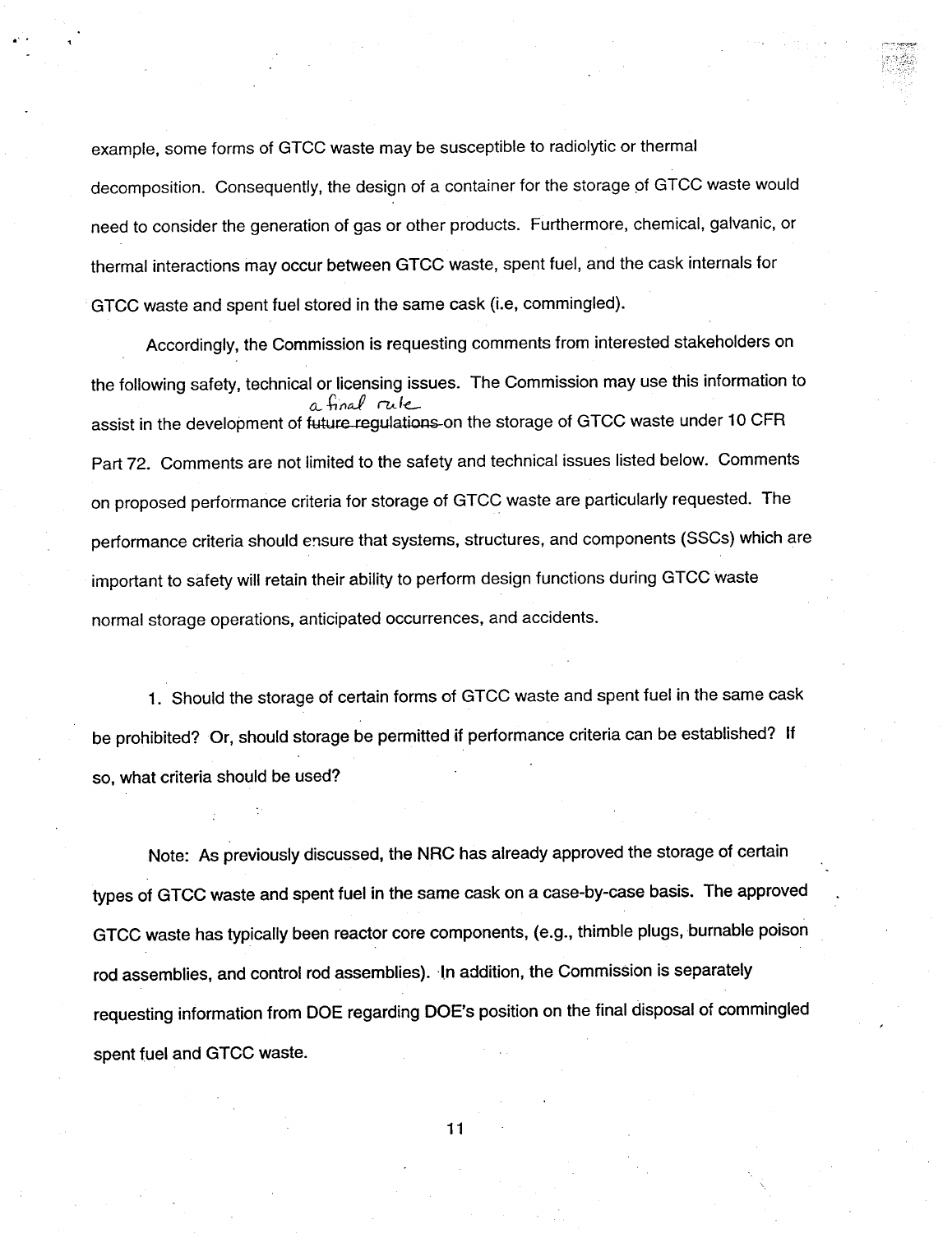example, some forms of GTCC waste may be susceptible to radiolytic or thermal decomposition. Consequently, the design of a container for the storage of GTCC waste would need to consider the generation of gas or other products. Furthermore, chemical, galvanic, or thermal interactions may occur between GTCC waste, spent fuel, and the cask internals for GTCC waste and spent fuel stored in the same cask (i.e, commingled).

Accordingly, the Commission is requesting comments from interested stakeholders on the following safety, technical or licensing issues. The Commission may use this information to assist in the development of ~~future regulations~~ a final rule on the storage of GTCC waste under 10 CFR Part 72. Comments are not limited to the safety and technical issues listed below. Comments on proposed performance criteria for storage of GTCC waste are particularly requested. The performance criteria should ensure that systems, structures, and components (SSCs) which are important to safety will retain their ability to perform design functions during GTCC waste normal storage operations, anticipated occurrences, and accidents.

1. Should the storage of certain forms of GTCC waste and spent fuel in the same cask be prohibited? Or, should storage be permitted if performance criteria can be established? If so, what criteria should be used?

Note: As previously discussed, the NRC has already approved the storage of certain types of GTCC waste and spent fuel in the same cask on a case-by-case basis. The approved GTCC waste has typically been reactor core components, (e.g., thimble plugs, burnable poison rod assemblies, and control rod assemblies). In addition, the Commission is separately requesting information from DOE regarding DOE's position on the final disposal of commingled spent fuel and GTCC waste.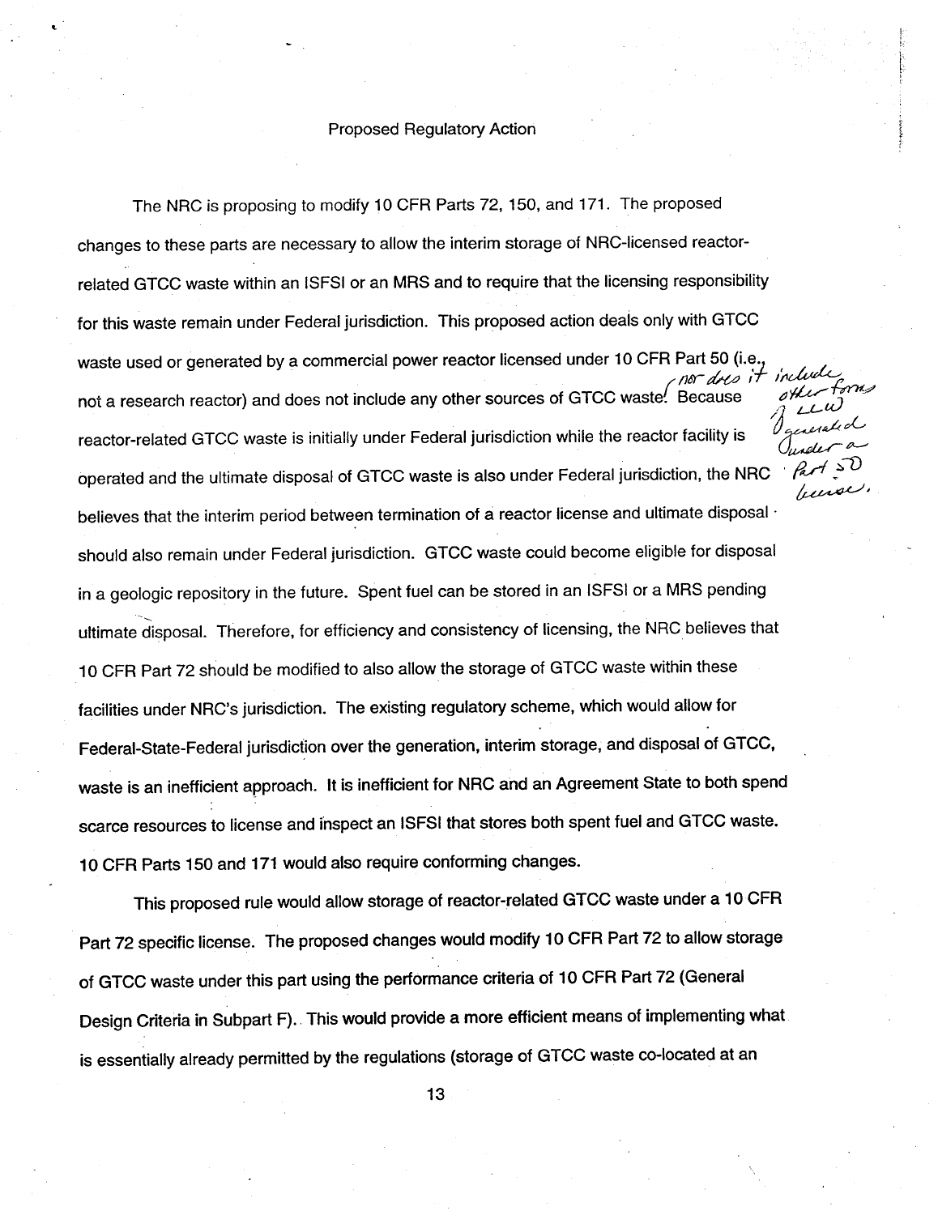## Proposed Regulatory Action

The NRC is proposing to modify 10 CFR Parts 72, 150, and 171. The proposed changes to these parts are necessary to allow the interim storage of NRC-licensed reactor-related GTCC waste within an ISFSI or an MRS and to require that the licensing responsibility for this waste remain under Federal jurisdiction. This proposed action deals only with GTCC waste used or generated by a commercial power reactor licensed under 10 CFR Part 50 (i.e., not a research reactor) and does not include any other sources of GTCC waste, nor does it include other forms of LLW generated under a Part 50 license. Because reactor-related GTCC waste is initially under Federal jurisdiction while the reactor facility is operated and the ultimate disposal of GTCC waste is also under Federal jurisdiction, the NRC believes that the interim period between termination of a reactor license and ultimate disposal should also remain under Federal jurisdiction. GTCC waste could become eligible for disposal in a geologic repository in the future. Spent fuel can be stored in an ISFSI or a MRS pending ultimate disposal. Therefore, for efficiency and consistency of licensing, the NRC believes that 10 CFR Part 72 should be modified to also allow the storage of GTCC waste within these facilities under NRC's jurisdiction. The existing regulatory scheme, which would allow for Federal-State-Federal jurisdiction over the generation, interim storage, and disposal of GTCC, waste is an inefficient approach. It is inefficient for NRC and an Agreement State to both spend scarce resources to license and inspect an ISFSI that stores both spent fuel and GTCC waste. 10 CFR Parts 150 and 171 would also require conforming changes.

This proposed rule would allow storage of reactor-related GTCC waste under a 10 CFR Part 72 specific license. The proposed changes would modify 10 CFR Part 72 to allow storage of GTCC waste under this part using the performance criteria of 10 CFR Part 72 (General Design Criteria in Subpart F). This would provide a more efficient means of implementing what is essentially already permitted by the regulations (storage of GTCC waste co-located at an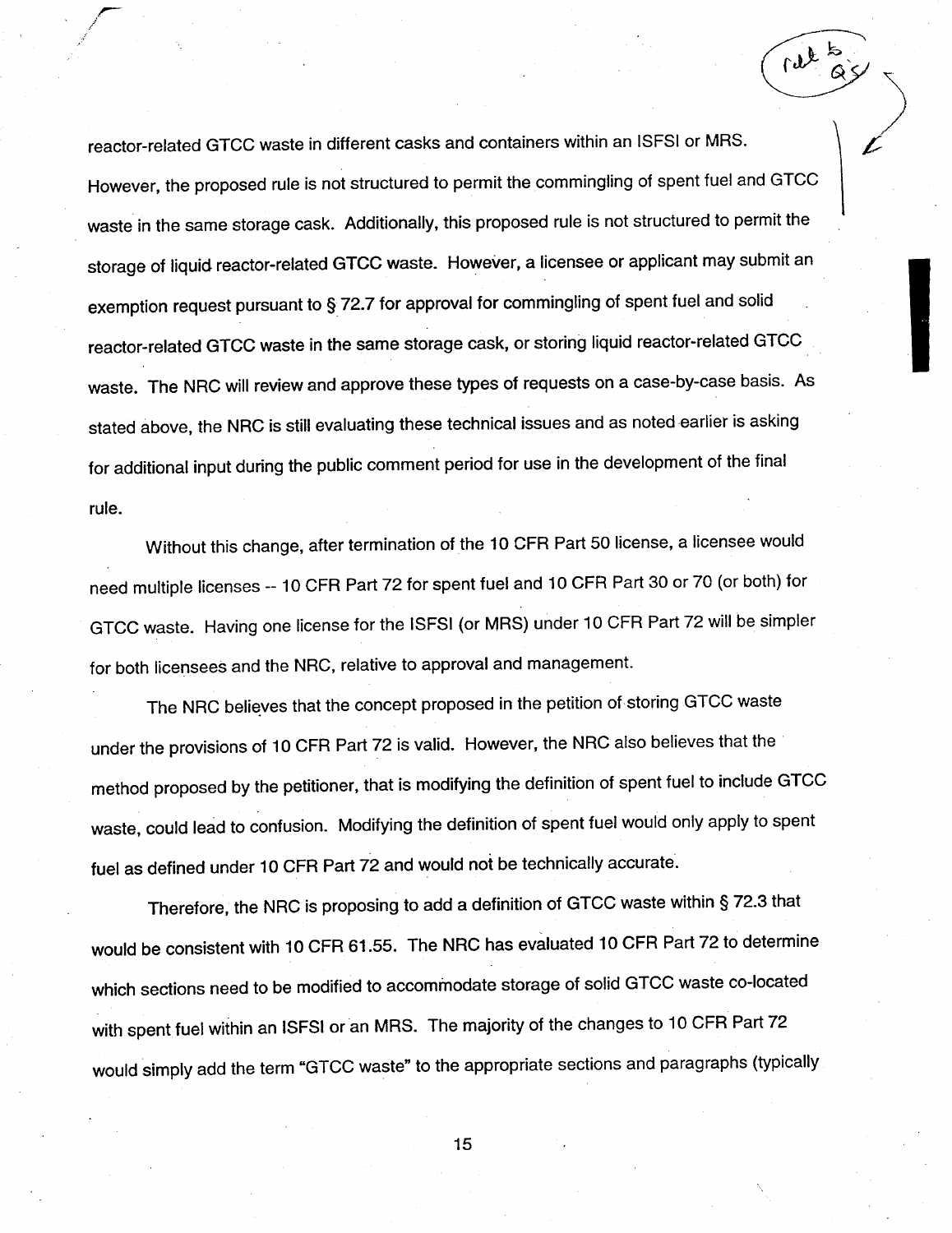reactor-related GTCC waste in different casks and containers within an ISFSI or MRS. However, the proposed rule is not structured to permit the commingling of spent fuel and GTCC waste in the same storage cask. Additionally, this proposed rule is not structured to permit the storage of liquid reactor-related GTCC waste. However, a licensee or applicant may submit an exemption request pursuant to § 72.7 for approval for commingling of spent fuel and solid reactor-related GTCC waste in the same storage cask, or storing liquid reactor-related GTCC waste. The NRC will review and approve these types of requests on a case-by-case basis. As stated above, the NRC is still evaluating these technical issues and as noted earlier is asking for additional input during the public comment period for use in the development of the final rule.

Without this change, after termination of the 10 CFR Part 50 license, a licensee would need multiple licenses -- 10 CFR Part 72 for spent fuel and 10 CFR Part 30 or 70 (or both) for GTCC waste. Having one license for the ISFSI (or MRS) under 10 CFR Part 72 will be simpler for both licensees and the NRC, relative to approval and management.

The NRC believes that the concept proposed in the petition of storing GTCC waste under the provisions of 10 CFR Part 72 is valid. However, the NRC also believes that the method proposed by the petitioner, that is modifying the definition of spent fuel to include GTCC waste, could lead to confusion. Modifying the definition of spent fuel would only apply to spent fuel as defined under 10 CFR Part 72 and would not be technically accurate.

Therefore, the NRC is proposing to add a definition of GTCC waste within § 72.3 that would be consistent with 10 CFR 61.55. The NRC has evaluated 10 CFR Part 72 to determine which sections need to be modified to accommodate storage of solid GTCC waste co-located with spent fuel within an ISFSI or an MRS. The majority of the changes to 10 CFR Part 72 would simply add the term "GTCC waste" to the appropriate sections and paragraphs (typically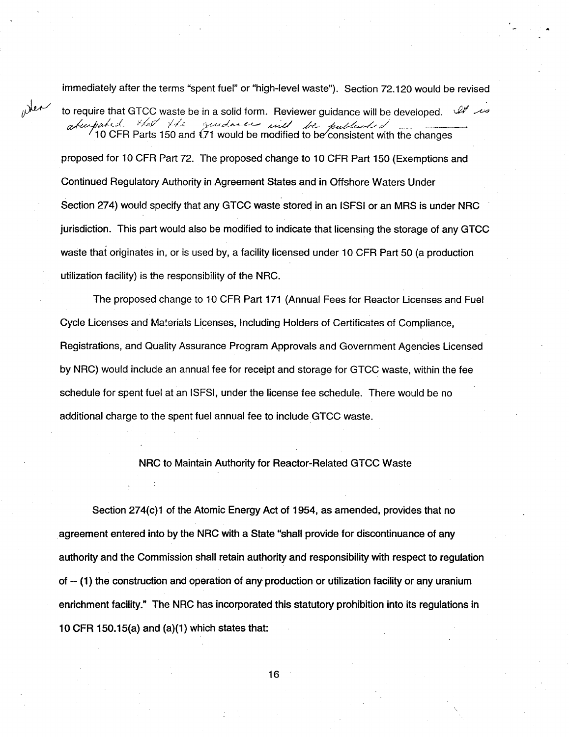immediately after the terms "spent fuel" or "high-level waste"). Section 72.120 would be revised to require that GTCC waste be in a solid form. Reviewer guidance will be developed. When It is anticipated that the guidance will be published ______. 10 CFR Parts 150 and 171 would be modified to be consistent with the changes proposed for 10 CFR Part 72. The proposed change to 10 CFR Part 150 (Exemptions and Continued Regulatory Authority in Agreement States and in Offshore Waters Under Section 274) would specify that any GTCC waste stored in an ISFSI or an MRS is under NRC jurisdiction. This part would also be modified to indicate that licensing the storage of any GTCC waste that originates in, or is used by, a facility licensed under 10 CFR Part 50 (a production utilization facility) is the responsibility of the NRC.

The proposed change to 10 CFR Part 171 (Annual Fees for Reactor Licenses and Fuel Cycle Licenses and Materials Licenses, Including Holders of Certificates of Compliance, Registrations, and Quality Assurance Program Approvals and Government Agencies Licensed by NRC) would include an annual fee for receipt and storage for GTCC waste, within the fee schedule for spent fuel at an ISFSI, under the license fee schedule. There would be no additional charge to the spent fuel annual fee to include GTCC waste.

NRC to Maintain Authority for Reactor-Related GTCC Waste

Section 274(c)1 of the Atomic Energy Act of 1954, as amended, provides that no agreement entered into by the NRC with a State "shall provide for discontinuance of any authority and the Commission shall retain authority and responsibility with respect to regulation of -- (1) the construction and operation of any production or utilization facility or any uranium enrichment facility." The NRC has incorporated this statutory prohibition into its regulations in 10 CFR 150.15(a) and (a)(1) which states that: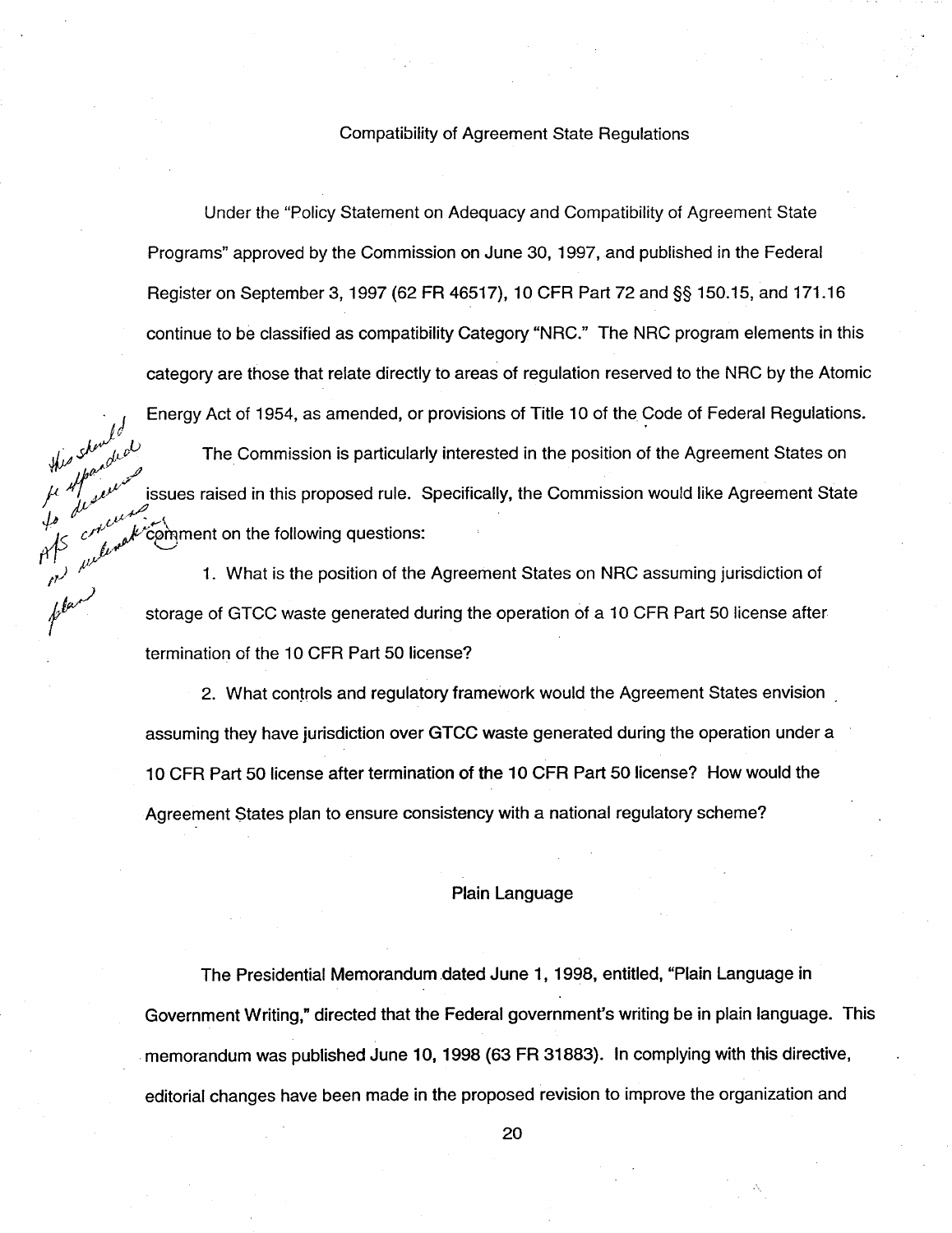## Compatibility of Agreement State Regulations

Under the "Policy Statement on Adequacy and Compatibility of Agreement State Programs" approved by the Commission on June 30, 1997, and published in the Federal Register on September 3, 1997 (62 FR 46517), 10 CFR Part 72 and §§ 150.15, and 171.16 continue to be classified as compatibility Category "NRC." The NRC program elements in this category are those that relate directly to areas of regulation reserved to the NRC by the Atomic Energy Act of 1954, as amended, or provisions of Title 10 of the Code of Federal Regulations.

*This should be expanded to discuss AS concerns on rulemaking plan*

The Commission is particularly interested in the position of the Agreement States on issues raised in this proposed rule. Specifically, the Commission would like Agreement State comment on the following questions:

1. What is the position of the Agreement States on NRC assuming jurisdiction of storage of GTCC waste generated during the operation of a 10 CFR Part 50 license after termination of the 10 CFR Part 50 license?

2. What controls and regulatory framework would the Agreement States envision assuming they have jurisdiction over GTCC waste generated during the operation under a 10 CFR Part 50 license after termination of the 10 CFR Part 50 license? How would the Agreement States plan to ensure consistency with a national regulatory scheme?

## Plain Language

The Presidential Memorandum dated June 1, 1998, entitled, "Plain Language in Government Writing," directed that the Federal government's writing be in plain language. This memorandum was published June 10, 1998 (63 FR 31883). In complying with this directive, editorial changes have been made in the proposed revision to improve the organization and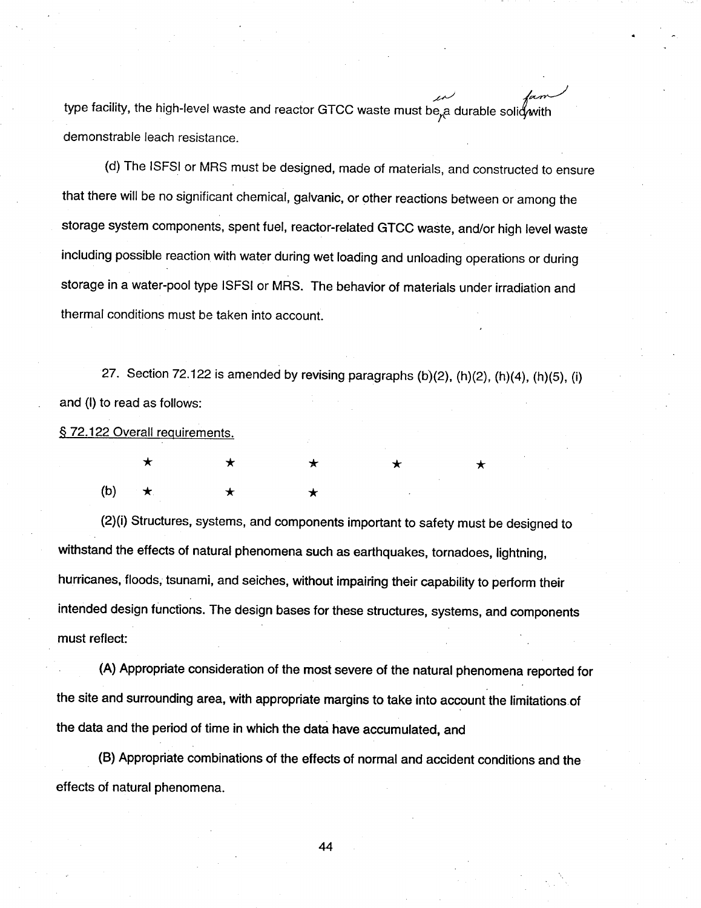type facility, the high-level waste and reactor GTCC waste must be a durable solid with demonstrable leach resistance.

(d) The ISFSI or MRS must be designed, made of materials, and constructed to ensure that there will be no significant chemical, galvanic, or other reactions between or among the storage system components, spent fuel, reactor-related GTCC waste, and/or high level waste including possible reaction with water during wet loading and unloading operations or during storage in a water-pool type ISFSI or MRS. The behavior of materials under irradiation and thermal conditions must be taken into account.

27. Section 72.122 is amended by revising paragraphs (b)(2), (h)(2), (h)(4), (h)(5), (i) and (l) to read as follows:

§ 72.122 Overall requirements.

★ ★ ★ ★ ★

(b) ★ ★ ★

(2)(i) Structures, systems, and components important to safety must be designed to withstand the effects of natural phenomena such as earthquakes, tornadoes, lightning, hurricanes, floods, tsunami, and seiches, without impairing their capability to perform their intended design functions. The design bases for these structures, systems, and components must reflect:

(A) Appropriate consideration of the most severe of the natural phenomena reported for the site and surrounding area, with appropriate margins to take into account the limitations of the data and the period of time in which the data have accumulated, and

(B) Appropriate combinations of the effects of normal and accident conditions and the effects of natural phenomena.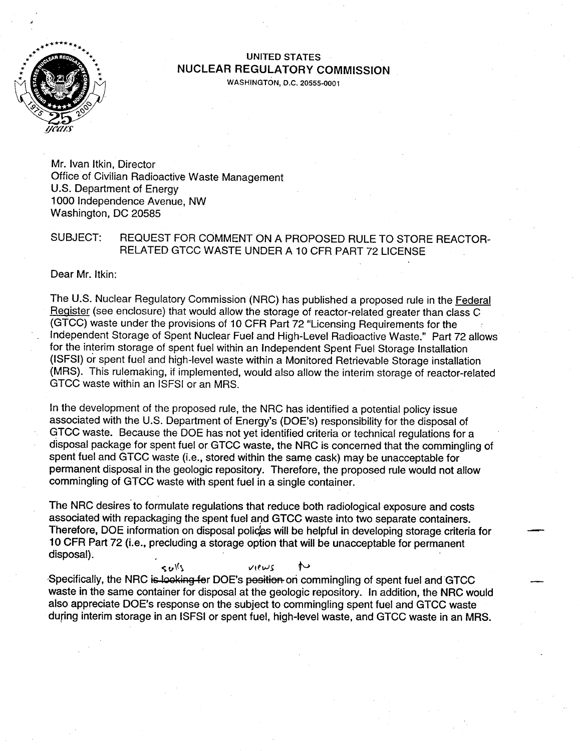UNITED STATES
**NUCLEAR REGULATORY COMMISSION**
WASHINGTON, D.C. 20555-0001

Mr. Ivan Itkin, Director
Office of Civilian Radioactive Waste Management
U.S. Department of Energy
1000 Independence Avenue, NW
Washington, DC 20585

SUBJECT: REQUEST FOR COMMENT ON A PROPOSED RULE TO STORE REACTOR-RELATED GTCC WASTE UNDER A 10 CFR PART 72 LICENSE

Dear Mr. Itkin:

The U.S. Nuclear Regulatory Commission (NRC) has published a proposed rule in the Federal Register (see enclosure) that would allow the storage of reactor-related greater than class C (GTCC) waste under the provisions of 10 CFR Part 72 "Licensing Requirements for the Independent Storage of Spent Nuclear Fuel and High-Level Radioactive Waste." Part 72 allows for the interim storage of spent fuel within an Independent Spent Fuel Storage Installation (ISFSI) or spent fuel and high-level waste within a Monitored Retrievable Storage installation (MRS). This rulemaking, if implemented, would also allow the interim storage of reactor-related GTCC waste within an ISFSI or an MRS.

In the development of the proposed rule, the NRC has identified a potential policy issue associated with the U.S. Department of Energy's (DOE's) responsibility for the disposal of GTCC waste. Because the DOE has not yet identified criteria or technical regulations for a disposal package for spent fuel or GTCC waste, the NRC is concerned that the commingling of spent fuel and GTCC waste (i.e., stored within the same cask) may be unacceptable for permanent disposal in the geologic repository. Therefore, the proposed rule would not allow commingling of GTCC waste with spent fuel in a single container.

The NRC desires to formulate regulations that reduce both radiological exposure and costs associated with repackaging the spent fuel and GTCC waste into two separate containers. Therefore, DOE information on disposal policies will be helpful in developing storage criteria for 10 CFR Part 72 (i.e., precluding a storage option that will be unacceptable for permanent disposal).

Specifically, the NRC ~~is looking for~~ seeks DOE's ~~position~~ views on commingling of spent fuel and GTCC waste in the same container for disposal at the geologic repository. In addition, the NRC would also appreciate DOE's response on the subject to commingling spent fuel and GTCC waste during interim storage in an ISFSI or spent fuel, high-level waste, and GTCC waste in an MRS.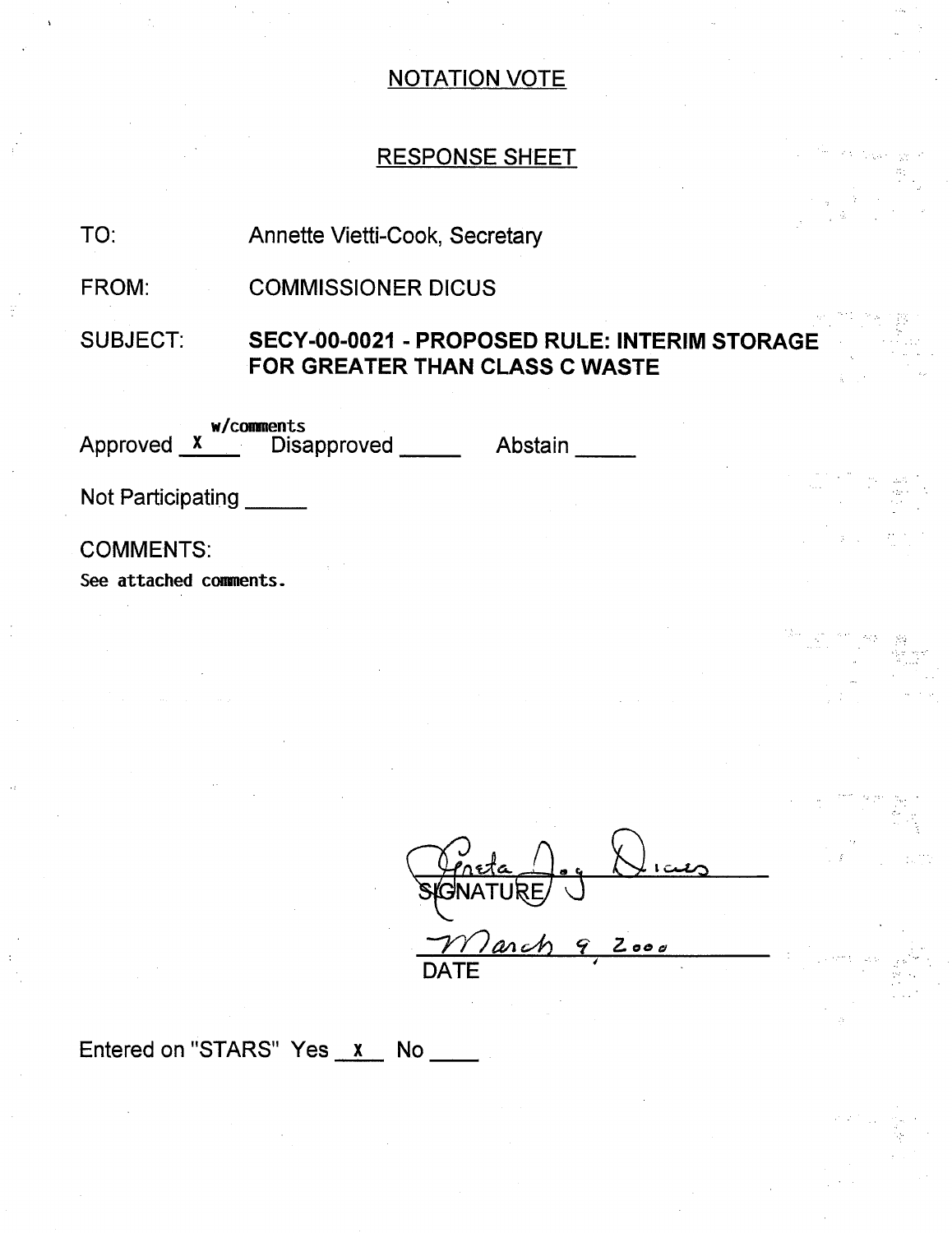NOTATION VOTE

RESPONSE SHEET

TO: Annette Vietti-Cook, Secretary

FROM: COMMISSIONER DICUS

SUBJECT: **SECY-00-0021 - PROPOSED RULE: INTERIM STORAGE FOR GREATER THAN CLASS C WASTE**

Approved X w/comments Disapproved \_\_\_\_\_ Abstain \_\_\_\_\_

Not Participating \_\_\_\_\_

COMMENTS:

See attached comments.

Greta Joy Dicus
SIGNATURE

March 9, 2000
DATE

Entered on "STARS" Yes X No \_\_\_\_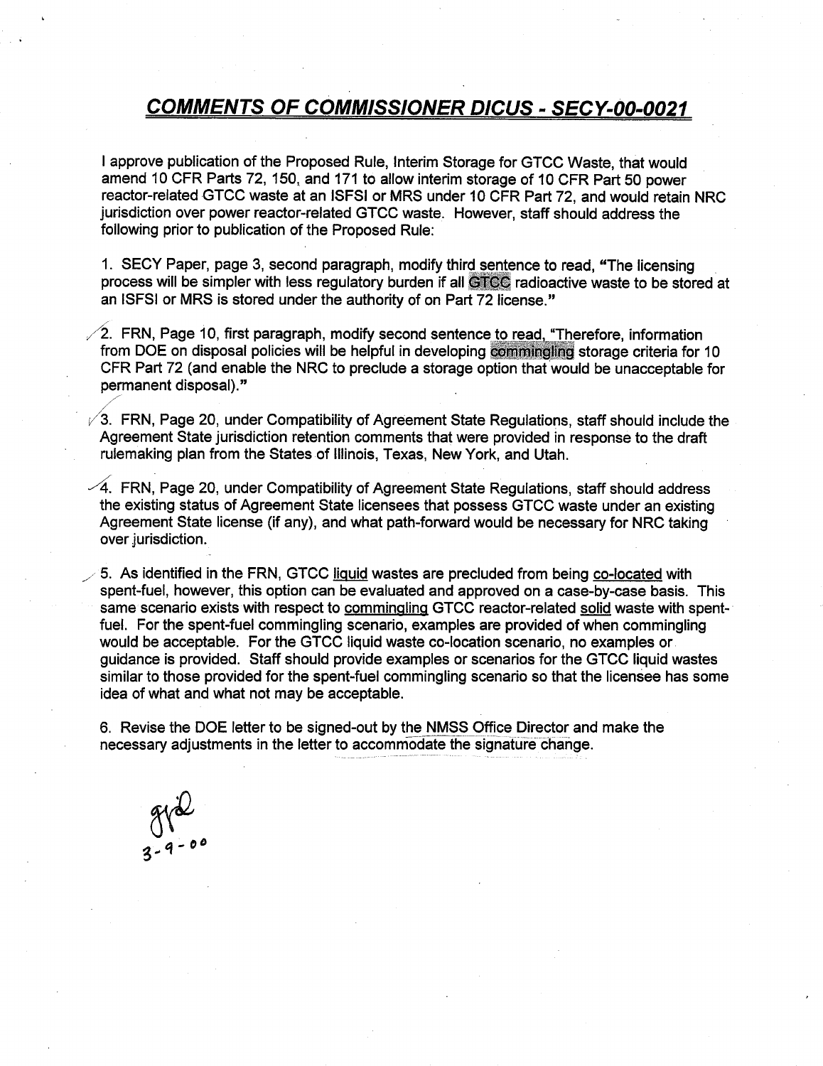# ***COMMENTS OF COMMISSIONER DICUS - SECY-00-0021***

I approve publication of the Proposed Rule, Interim Storage for GTCC Waste, that would amend 10 CFR Parts 72, 150, and 171 to allow interim storage of 10 CFR Part 50 power reactor-related GTCC waste at an ISFSI or MRS under 10 CFR Part 72, and would retain NRC jurisdiction over power reactor-related GTCC waste. However, staff should address the following prior to publication of the Proposed Rule:

1. SECY Paper, page 3, second paragraph, modify third sentence to read, "The licensing process will be simpler with less regulatory burden if all GTCC radioactive waste to be stored at an ISFSI or MRS is stored under the authority of on Part 72 license."

2. FRN, Page 10, first paragraph, modify second sentence to read, "Therefore, information from DOE on disposal policies will be helpful in developing commingling storage criteria for 10 CFR Part 72 (and enable the NRC to preclude a storage option that would be unacceptable for permanent disposal)."

3. FRN, Page 20, under Compatibility of Agreement State Regulations, staff should include the Agreement State jurisdiction retention comments that were provided in response to the draft rulemaking plan from the States of Illinois, Texas, New York, and Utah.

4. FRN, Page 20, under Compatibility of Agreement State Regulations, staff should address the existing status of Agreement State licensees that possess GTCC waste under an existing Agreement State license (if any), and what path-forward would be necessary for NRC taking over jurisdiction.

5. As identified in the FRN, GTCC liquid wastes are precluded from being co-located with spent-fuel, however, this option can be evaluated and approved on a case-by-case basis. This same scenario exists with respect to commingling GTCC reactor-related solid waste with spent-fuel. For the spent-fuel commingling scenario, examples are provided of when commingling would be acceptable. For the GTCC liquid waste co-location scenario, no examples or guidance is provided. Staff should provide examples or scenarios for the GTCC liquid wastes similar to those provided for the spent-fuel commingling scenario so that the licensee has some idea of what and what not may be acceptable.

6. Revise the DOE letter to be signed-out by the NMSS Office Director and make the necessary adjustments in the letter to accommodate the signature change.

gjd
3-9-00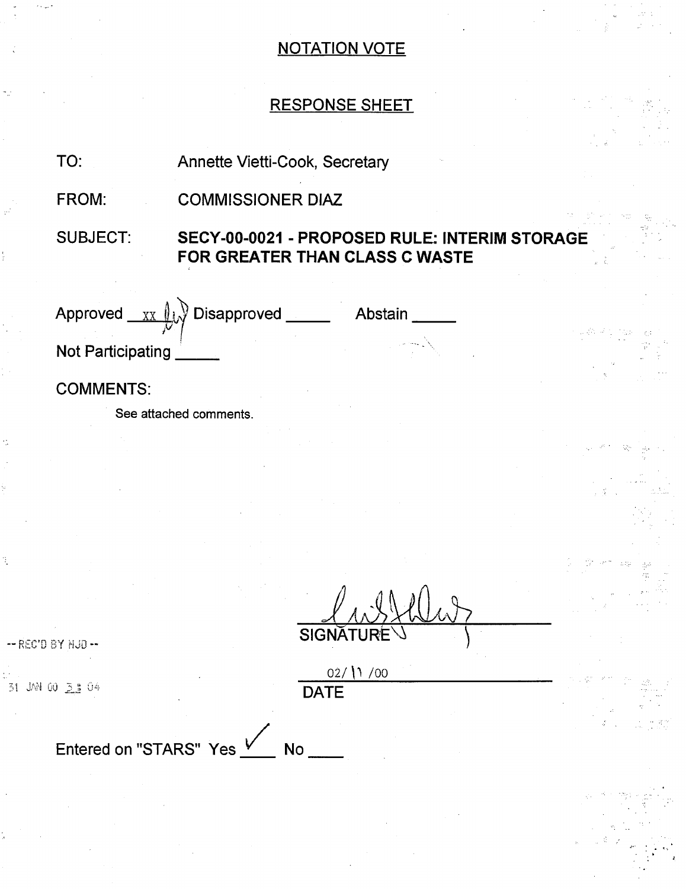## NOTATION VOTE

## RESPONSE SHEET

TO: Annette Vietti-Cook, Secretary

FROM: COMMISSIONER DIAZ

SUBJECT: **SECY-00-0021 - PROPOSED RULE: INTERIM STORAGE FOR GREATER THAN CLASS C WASTE**

Approved __xx__ Disapproved _____ Abstain _____

Not Participating _____

COMMENTS:

See attached comments.

-- REC'D BY NJD --

31 JAN 00 3:04

SIGNATURE

02/11/00

DATE

Entered on "STARS" Yes ✓ No ____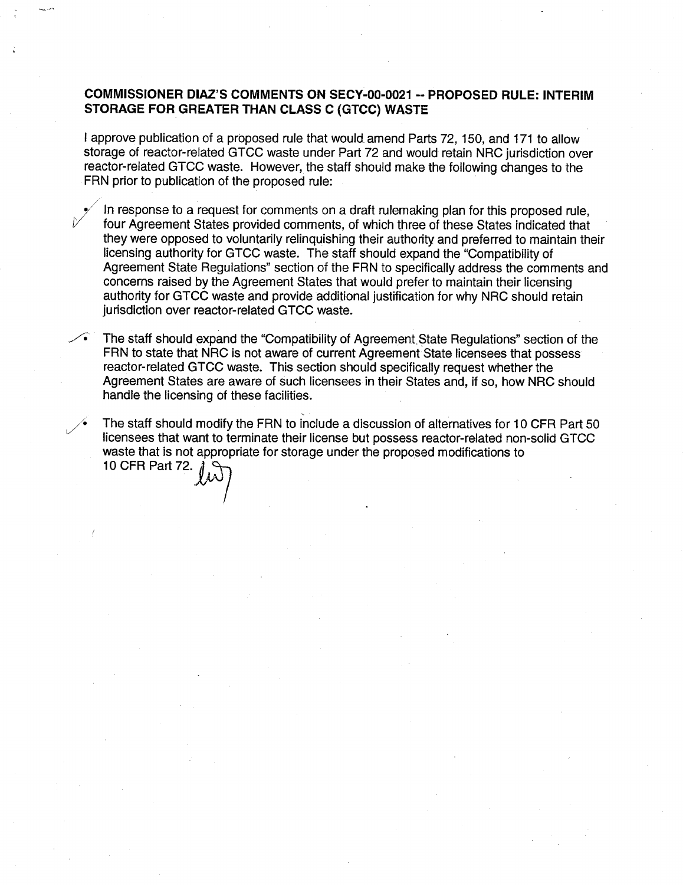**COMMISSIONER DIAZ'S COMMENTS ON SECY-00-0021 -- PROPOSED RULE: INTERIM STORAGE FOR GREATER THAN CLASS C (GTCC) WASTE**

I approve publication of a proposed rule that would amend Parts 72, 150, and 171 to allow storage of reactor-related GTCC waste under Part 72 and would retain NRC jurisdiction over reactor-related GTCC waste. However, the staff should make the following changes to the FRN prior to publication of the proposed rule:

- In response to a request for comments on a draft rulemaking plan for this proposed rule, four Agreement States provided comments, of which three of these States indicated that they were opposed to voluntarily relinquishing their authority and preferred to maintain their licensing authority for GTCC waste. The staff should expand the "Compatibility of Agreement State Regulations" section of the FRN to specifically address the comments and concerns raised by the Agreement States that would prefer to maintain their licensing authority for GTCC waste and provide additional justification for why NRC should retain jurisdiction over reactor-related GTCC waste.

- The staff should expand the "Compatibility of Agreement State Regulations" section of the FRN to state that NRC is not aware of current Agreement State licensees that possess reactor-related GTCC waste. This section should specifically request whether the Agreement States are aware of such licensees in their States and, if so, how NRC should handle the licensing of these facilities.

- The staff should modify the FRN to include a discussion of alternatives for 10 CFR Part 50 licensees that want to terminate their license but possess reactor-related non-solid GTCC waste that is not appropriate for storage under the proposed modifications to 10 CFR Part 72.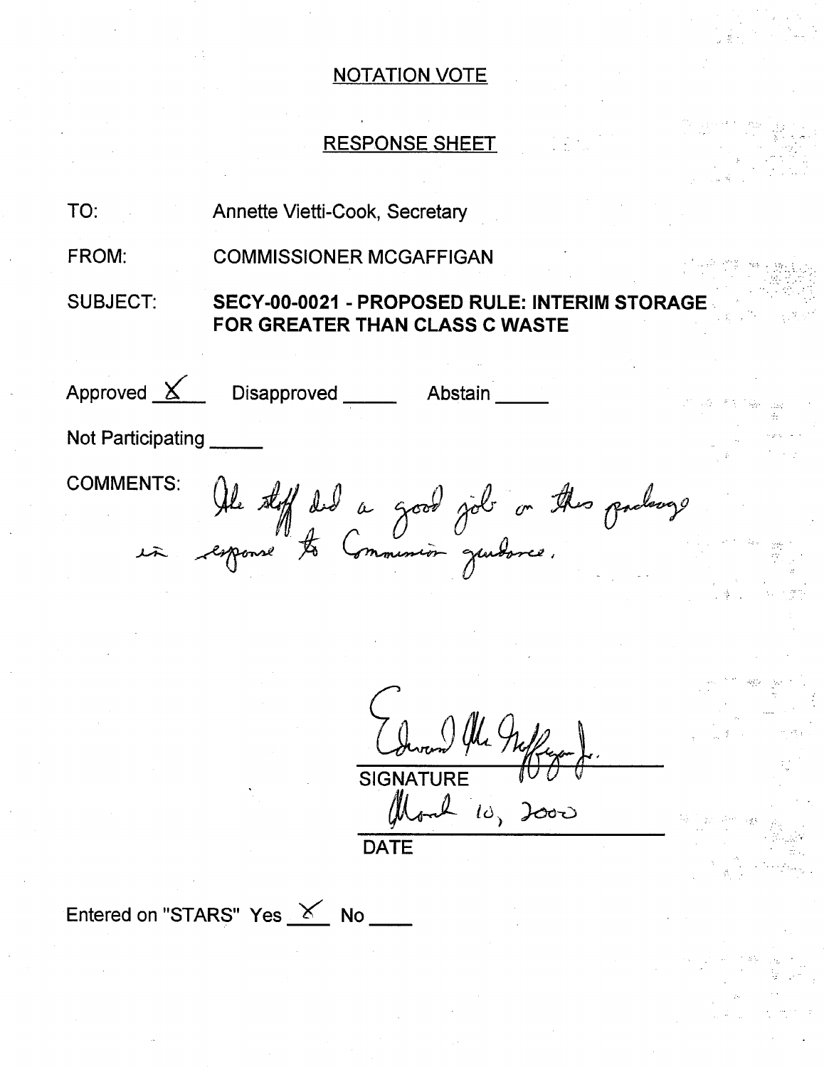# NOTATION VOTE

## RESPONSE SHEET

TO: Annette Vietti-Cook, Secretary

FROM: COMMISSIONER MCGAFFIGAN

SUBJECT: **SECY-00-0021 - PROPOSED RULE: INTERIM STORAGE FOR GREATER THAN CLASS C WASTE**

Approved X Disapproved \_\_\_\_\_ Abstain \_\_\_\_\_

Not Participating \_\_\_\_\_

COMMENTS: The staff did a good job on this package in response to Commission guidance.

Edward McGaffigan Jr.
SIGNATURE

March 10, 2000
DATE

Entered on "STARS" Yes X No \_\_\_\_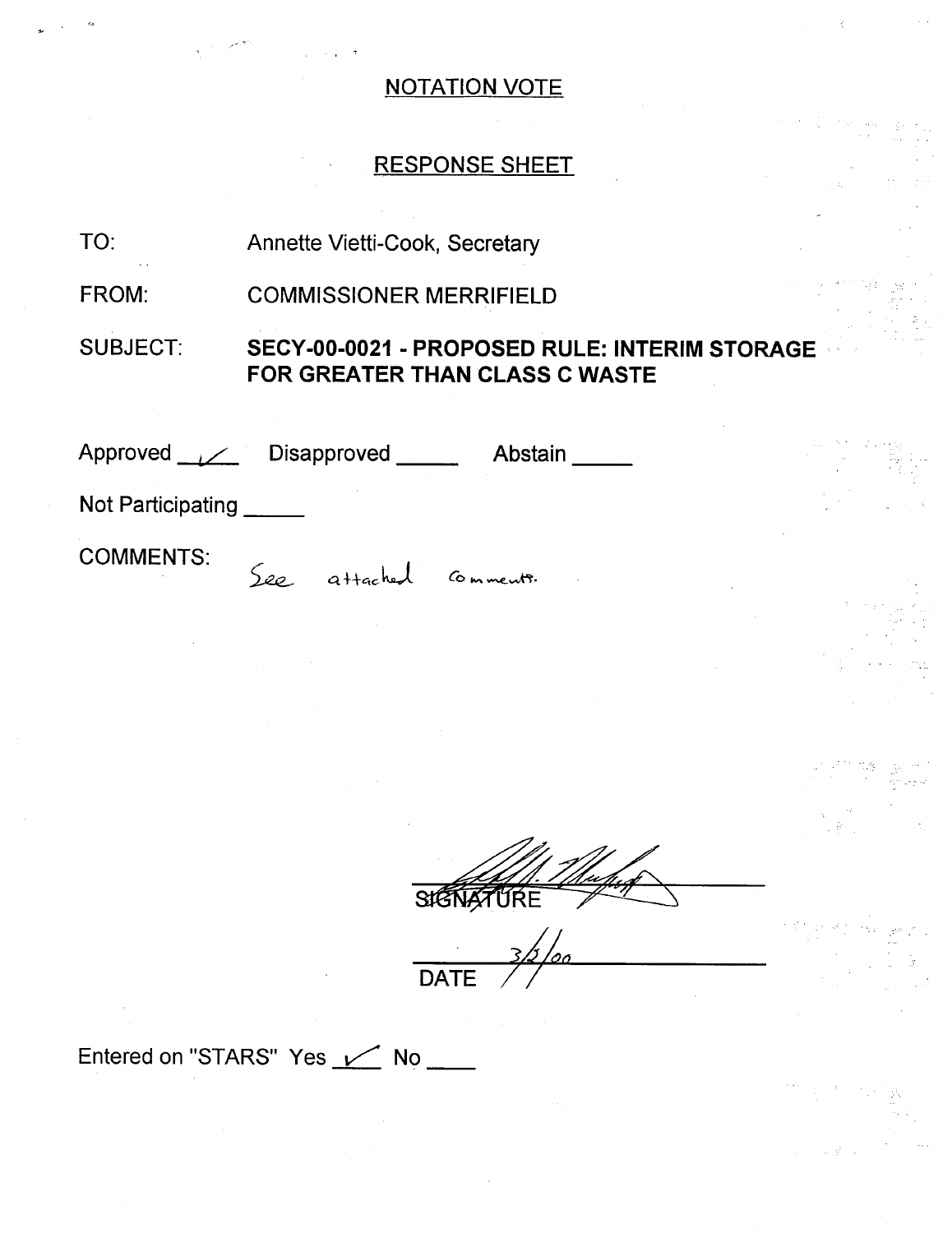## NOTATION VOTE

## RESPONSE SHEET

TO: Annette Vietti-Cook, Secretary

FROM: COMMISSIONER MERRIFIELD

SUBJECT: **SECY-00-0021 - PROPOSED RULE: INTERIM STORAGE FOR GREATER THAN CLASS C WASTE**

Approved ✓ Disapproved _____ Abstain _____

Not Participating _____

COMMENTS: See attached comments.

SIGNATURE

3/2/00
DATE

Entered on "STARS" Yes ✓ No ____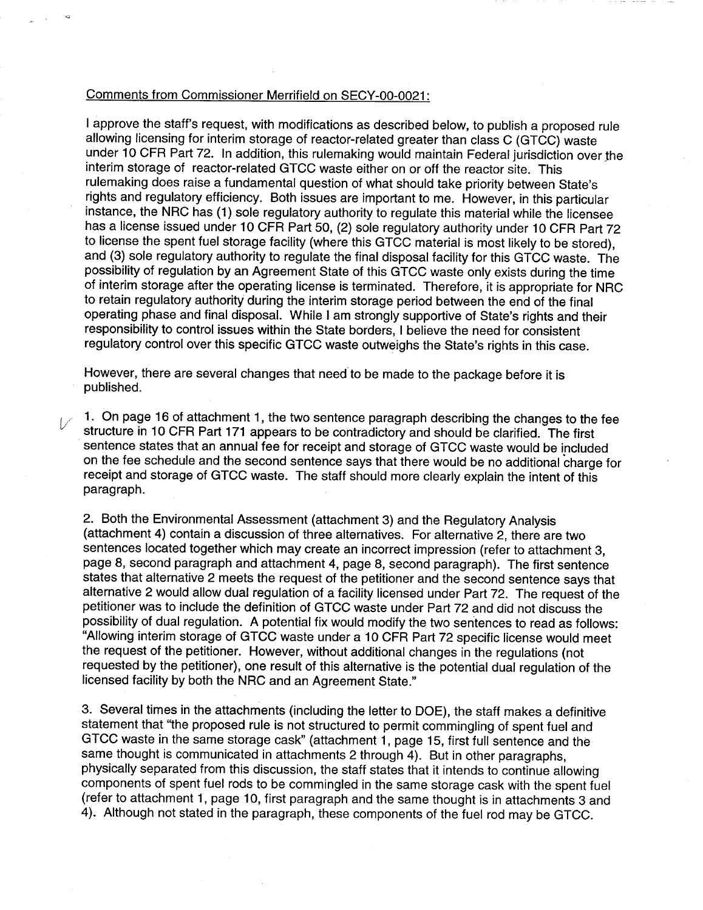Comments from Commissioner Merrifield on SECY-00-0021:

I approve the staff's request, with modifications as described below, to publish a proposed rule allowing licensing for interim storage of reactor-related greater than class C (GTCC) waste under 10 CFR Part 72. In addition, this rulemaking would maintain Federal jurisdiction over the interim storage of reactor-related GTCC waste either on or off the reactor site. This rulemaking does raise a fundamental question of what should take priority between State's rights and regulatory efficiency. Both issues are important to me. However, in this particular instance, the NRC has (1) sole regulatory authority to regulate this material while the licensee has a license issued under 10 CFR Part 50, (2) sole regulatory authority under 10 CFR Part 72 to license the spent fuel storage facility (where this GTCC material is most likely to be stored), and (3) sole regulatory authority to regulate the final disposal facility for this GTCC waste. The possibility of regulation by an Agreement State of this GTCC waste only exists during the time of interim storage after the operating license is terminated. Therefore, it is appropriate for NRC to retain regulatory authority during the interim storage period between the end of the final operating phase and final disposal. While I am strongly supportive of State's rights and their responsibility to control issues within the State borders, I believe the need for consistent regulatory control over this specific GTCC waste outweighs the State's rights in this case.

However, there are several changes that need to be made to the package before it is published.

1. On page 16 of attachment 1, the two sentence paragraph describing the changes to the fee structure in 10 CFR Part 171 appears to be contradictory and should be clarified. The first sentence states that an annual fee for receipt and storage of GTCC waste would be included on the fee schedule and the second sentence says that there would be no additional charge for receipt and storage of GTCC waste. The staff should more clearly explain the intent of this paragraph.

2. Both the Environmental Assessment (attachment 3) and the Regulatory Analysis (attachment 4) contain a discussion of three alternatives. For alternative 2, there are two sentences located together which may create an incorrect impression (refer to attachment 3, page 8, second paragraph and attachment 4, page 8, second paragraph). The first sentence states that alternative 2 meets the request of the petitioner and the second sentence says that alternative 2 would allow dual regulation of a facility licensed under Part 72. The request of the petitioner was to include the definition of GTCC waste under Part 72 and did not discuss the possibility of dual regulation. A potential fix would modify the two sentences to read as follows: "Allowing interim storage of GTCC waste under a 10 CFR Part 72 specific license would meet the request of the petitioner. However, without additional changes in the regulations (not requested by the petitioner), one result of this alternative is the potential dual regulation of the licensed facility by both the NRC and an Agreement State."

3. Several times in the attachments (including the letter to DOE), the staff makes a definitive statement that "the proposed rule is not structured to permit commingling of spent fuel and GTCC waste in the same storage cask" (attachment 1, page 15, first full sentence and the same thought is communicated in attachments 2 through 4). But in other paragraphs, physically separated from this discussion, the staff states that it intends to continue allowing components of spent fuel rods to be commingled in the same storage cask with the spent fuel (refer to attachment 1, page 10, first paragraph and the same thought is in attachments 3 and 4). Although not stated in the paragraph, these components of the fuel rod may be GTCC.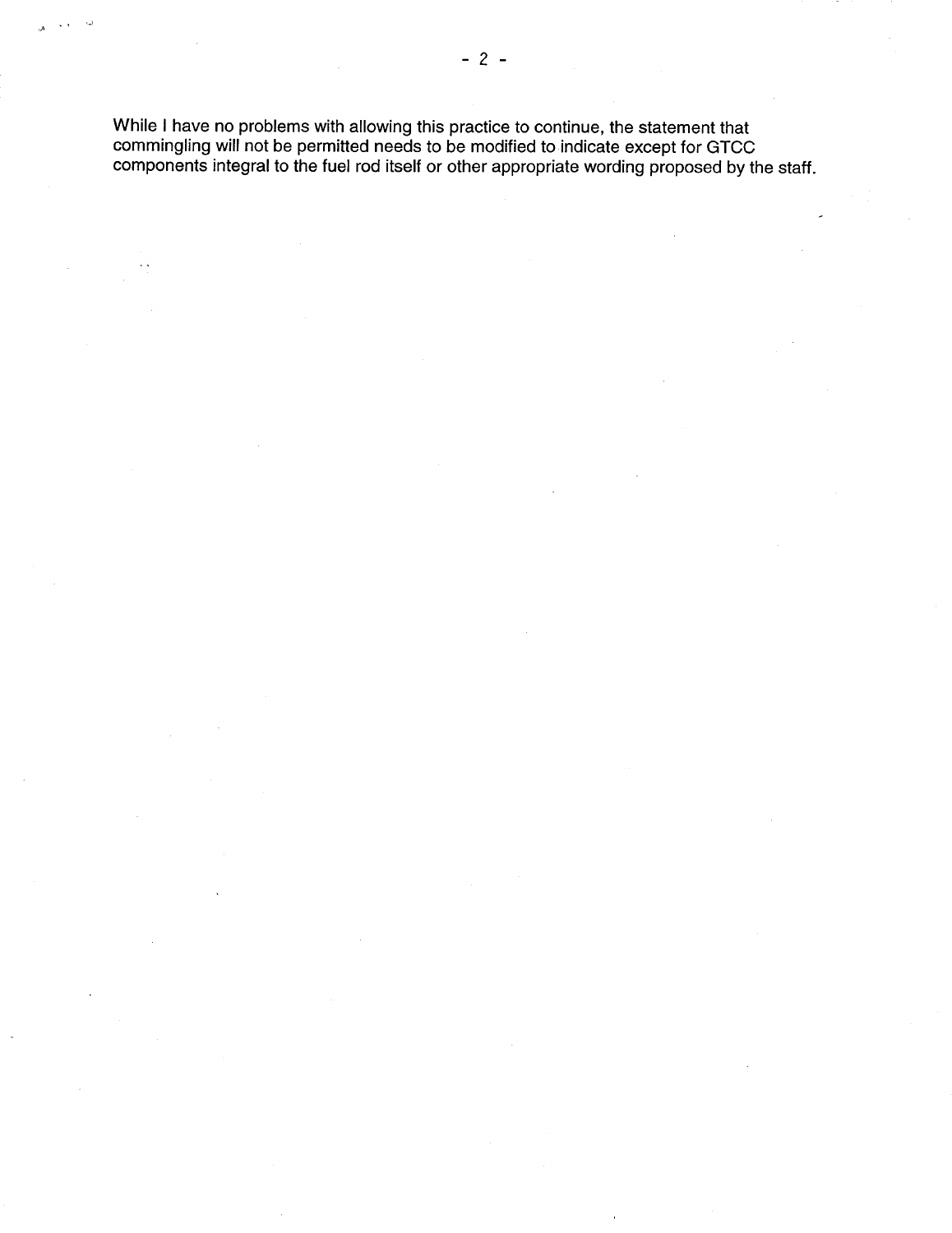While I have no problems with allowing this practice to continue, the statement that commingling will not be permitted needs to be modified to indicate except for GTCC components integral to the fuel rod itself or other appropriate wording proposed by the staff.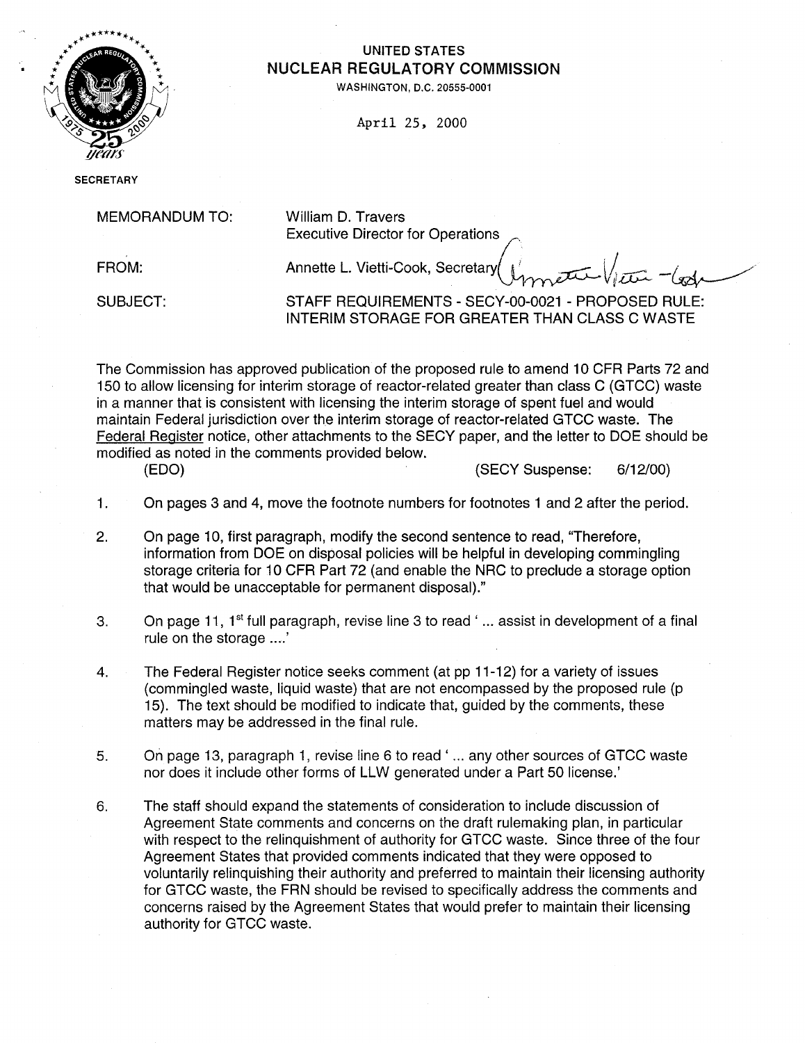UNITED STATES
**NUCLEAR REGULATORY COMMISSION**
WASHINGTON, D.C. 20555-0001

April 25, 2000

SECRETARY

MEMORANDUM TO: William D. Travers
Executive Director for Operations

FROM: Annette L. Vietti-Cook, Secretary

SUBJECT: STAFF REQUIREMENTS - SECY-00-0021 - PROPOSED RULE: INTERIM STORAGE FOR GREATER THAN CLASS C WASTE

The Commission has approved publication of the proposed rule to amend 10 CFR Parts 72 and 150 to allow licensing for interim storage of reactor-related greater than class C (GTCC) waste in a manner that is consistent with licensing the interim storage of spent fuel and would maintain Federal jurisdiction over the interim storage of reactor-related GTCC waste. The Federal Register notice, other attachments to the SECY paper, and the letter to DOE should be modified as noted in the comments provided below.

(EDO) (SECY Suspense: 6/12/00)

1. On pages 3 and 4, move the footnote numbers for footnotes 1 and 2 after the period.

2. On page 10, first paragraph, modify the second sentence to read, "Therefore, information from DOE on disposal policies will be helpful in developing commingling storage criteria for 10 CFR Part 72 (and enable the NRC to preclude a storage option that would be unacceptable for permanent disposal)."

3. On page 11, 1st full paragraph, revise line 3 to read ' ... assist in development of a final rule on the storage ....'

4. The Federal Register notice seeks comment (at pp 11-12) for a variety of issues (commingled waste, liquid waste) that are not encompassed by the proposed rule (p 15). The text should be modified to indicate that, guided by the comments, these matters may be addressed in the final rule.

5. On page 13, paragraph 1, revise line 6 to read ' ... any other sources of GTCC waste nor does it include other forms of LLW generated under a Part 50 license.'

6. The staff should expand the statements of consideration to include discussion of Agreement State comments and concerns on the draft rulemaking plan, in particular with respect to the relinquishment of authority for GTCC waste. Since three of the four Agreement States that provided comments indicated that they were opposed to voluntarily relinquishing their authority and preferred to maintain their licensing authority for GTCC waste, the FRN should be revised to specifically address the comments and concerns raised by the Agreement States that would prefer to maintain their licensing authority for GTCC waste.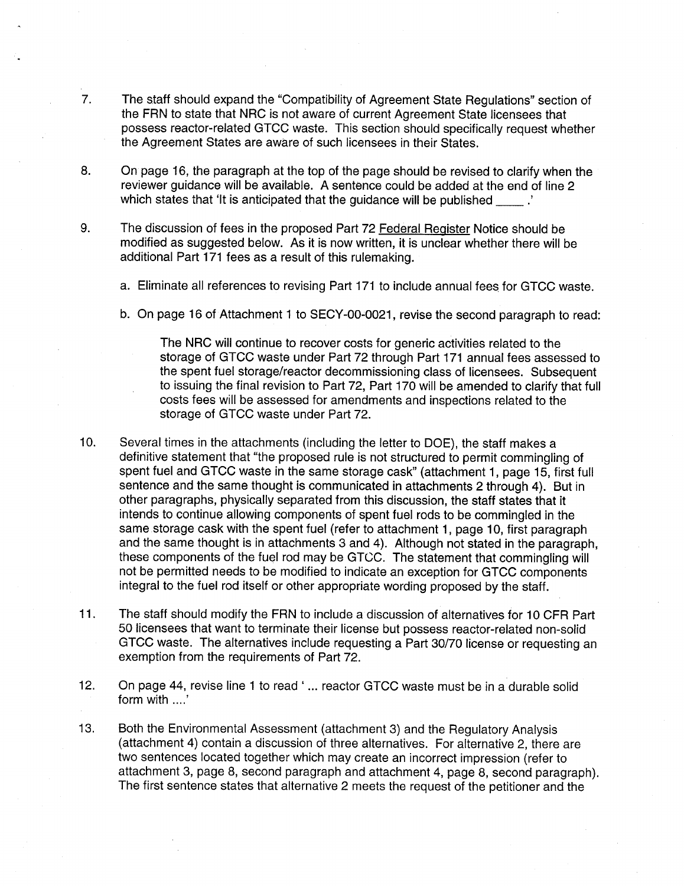7. The staff should expand the "Compatibility of Agreement State Regulations" section of the FRN to state that NRC is not aware of current Agreement State licensees that possess reactor-related GTCC waste. This section should specifically request whether the Agreement States are aware of such licensees in their States.

8. On page 16, the paragraph at the top of the page should be revised to clarify when the reviewer guidance will be available. A sentence could be added at the end of line 2 which states that 'It is anticipated that the guidance will be published ____ .'

9. The discussion of fees in the proposed Part 72 Federal Register Notice should be modified as suggested below. As it is now written, it is unclear whether there will be additional Part 171 fees as a result of this rulemaking.

   a. Eliminate all references to revising Part 171 to include annual fees for GTCC waste.

   b. On page 16 of Attachment 1 to SECY-00-0021, revise the second paragraph to read:

      > The NRC will continue to recover costs for generic activities related to the storage of GTCC waste under Part 72 through Part 171 annual fees assessed to the spent fuel storage/reactor decommissioning class of licensees. Subsequent to issuing the final revision to Part 72, Part 170 will be amended to clarify that full costs fees will be assessed for amendments and inspections related to the storage of GTCC waste under Part 72.

10. Several times in the attachments (including the letter to DOE), the staff makes a definitive statement that "the proposed rule is not structured to permit commingling of spent fuel and GTCC waste in the same storage cask" (attachment 1, page 15, first full sentence and the same thought is communicated in attachments 2 through 4). But in other paragraphs, physically separated from this discussion, the staff states that it intends to continue allowing components of spent fuel rods to be commingled in the same storage cask with the spent fuel (refer to attachment 1, page 10, first paragraph and the same thought is in attachments 3 and 4). Although not stated in the paragraph, these components of the fuel rod may be GTCC. The statement that commingling will not be permitted needs to be modified to indicate an exception for GTCC components integral to the fuel rod itself or other appropriate wording proposed by the staff.

11. The staff should modify the FRN to include a discussion of alternatives for 10 CFR Part 50 licensees that want to terminate their license but possess reactor-related non-solid GTCC waste. The alternatives include requesting a Part 30/70 license or requesting an exemption from the requirements of Part 72.

12. On page 44, revise line 1 to read ' ... reactor GTCC waste must be in a durable solid form with ....'

13. Both the Environmental Assessment (attachment 3) and the Regulatory Analysis (attachment 4) contain a discussion of three alternatives. For alternative 2, there are two sentences located together which may create an incorrect impression (refer to attachment 3, page 8, second paragraph and attachment 4, page 8, second paragraph). The first sentence states that alternative 2 meets the request of the petitioner and the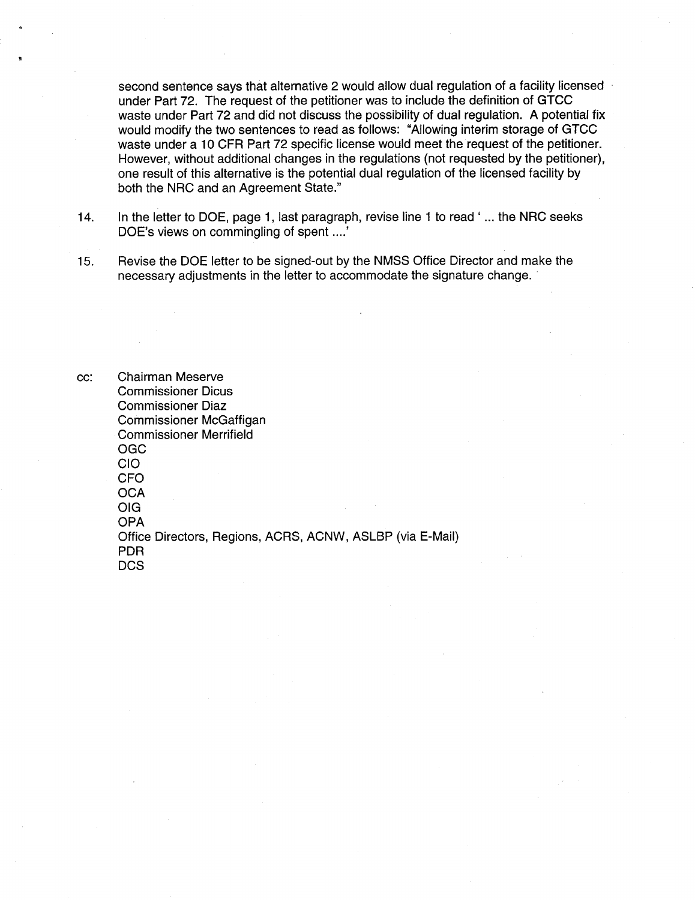second sentence says that alternative 2 would allow dual regulation of a facility licensed under Part 72. The request of the petitioner was to include the definition of GTCC waste under Part 72 and did not discuss the possibility of dual regulation. A potential fix would modify the two sentences to read as follows: "Allowing interim storage of GTCC waste under a 10 CFR Part 72 specific license would meet the request of the petitioner. However, without additional changes in the regulations (not requested by the petitioner), one result of this alternative is the potential dual regulation of the licensed facility by both the NRC and an Agreement State."

14. In the letter to DOE, page 1, last paragraph, revise line 1 to read '... the NRC seeks DOE's views on commingling of spent ....'

15. Revise the DOE letter to be signed-out by the NMSS Office Director and make the necessary adjustments in the letter to accommodate the signature change.

cc: Chairman Meserve
Commissioner Dicus
Commissioner Diaz
Commissioner McGaffigan
Commissioner Merrifield
OGC
CIO
CFO
OCA
OIG
OPA
Office Directors, Regions, ACRS, ACNW, ASLBP (via E-Mail)
PDR
DCS